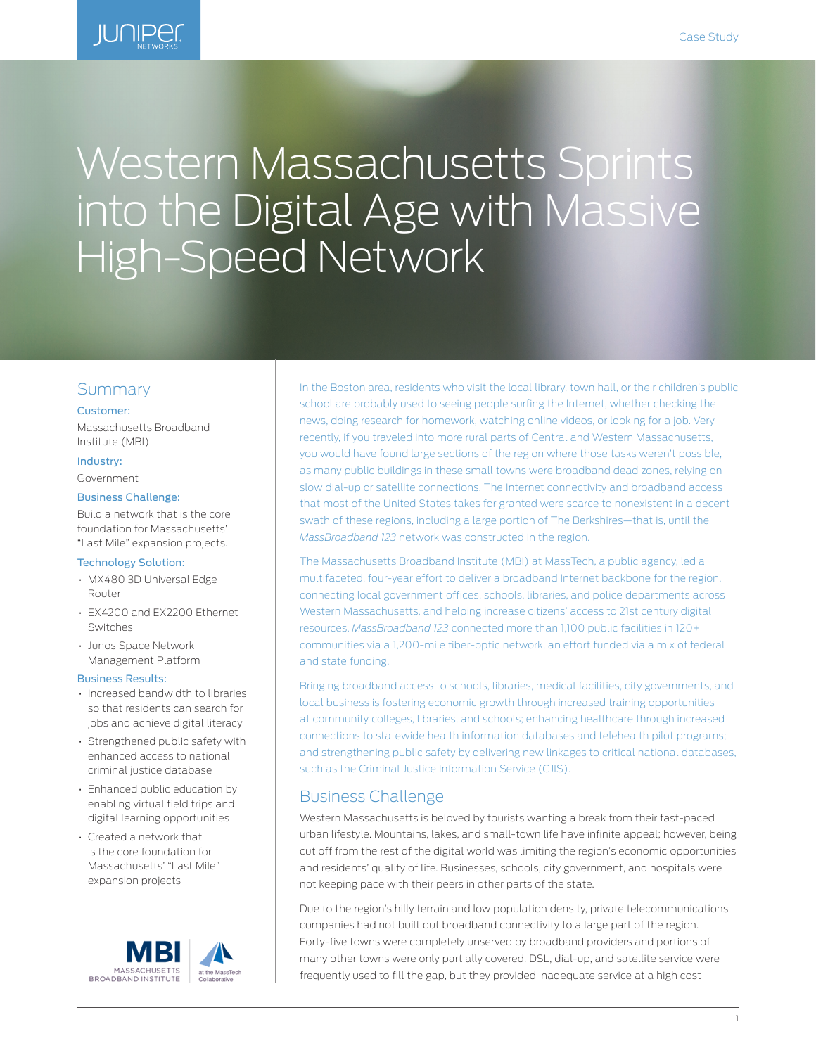Case Study

# Western Massachusetts Sprints into the Digital Age with Massive High-Speed Network

## Summary

### Customer:

Massachusetts Broadband Institute (MBI)

### Industry:

Government

### Business Challenge:

Build a network that is the core foundation for Massachusetts' "Last Mile" expansion projects.

### Technology Solution:

- MX480 3D Universal Edge Router
- EX4200 and EX2200 Ethernet Switches
- Junos Space Network Management Platform

### Business Results:

- Increased bandwidth to libraries so that residents can search for jobs and achieve digital literacy
- Strengthened public safety with enhanced access to national criminal justice database
- Enhanced public education by enabling virtual field trips and digital learning opportunities
- Created a network that is the core foundation for Massachusetts' "Last Mile" expansion projects

In the Boston area, residents who visit the local library, town hall, or their children's public school are probably used to seeing people surfing the Internet, whether checking the news, doing research for homework, watching online videos, or looking for a job. Very recently, if you traveled into more rural parts of Central and Western Massachusetts, you would have found large sections of the region where those tasks weren't possible, as many public buildings in these small towns were broadband dead zones, relying on slow dial-up or satellite connections. The Internet connectivity and broadband access that most of the United States takes for granted were scarce to nonexistent in a decent swath of these regions, including a large portion of The Berkshires—that is, until the *MassBroadband 123* network was constructed in the region.

The Massachusetts Broadband Institute (MBI) at MassTech, a public agency, led a multifaceted, four-year effort to deliver a broadband Internet backbone for the region, connecting local government offices, schools, libraries, and police departments across Western Massachusetts, and helping increase citizens' access to 21st century digital resources. *MassBroadband 123* connected more than 1,100 public facilities in 120+ communities via a 1,200-mile fiber-optic network, an effort funded via a mix of federal and state funding.

Bringing broadband access to schools, libraries, medical facilities, city governments, and local business is fostering economic growth through increased training opportunities at community colleges, libraries, and schools; enhancing healthcare through increased connections to statewide health information databases and telehealth pilot programs; and strengthening public safety by delivering new linkages to critical national databases, such as the Criminal Justice Information Service (CJIS).

## Business Challenge

Western Massachusetts is beloved by tourists wanting a break from their fast-paced urban lifestyle. Mountains, lakes, and small-town life have infinite appeal; however, being cut off from the rest of the digital world was limiting the region's economic opportunities and residents' quality of life. Businesses, schools, city government, and hospitals were not keeping pace with their peers in other parts of the state.

Due to the region's hilly terrain and low population density, private telecommunications companies had not built out broadband connectivity to a large part of the region. Forty-five towns were completely unserved by broadband providers and portions of many other towns were only partially covered. DSL, dial-up, and satellite service were frequently used to fill the gap, but they provided inadequate service at a high cost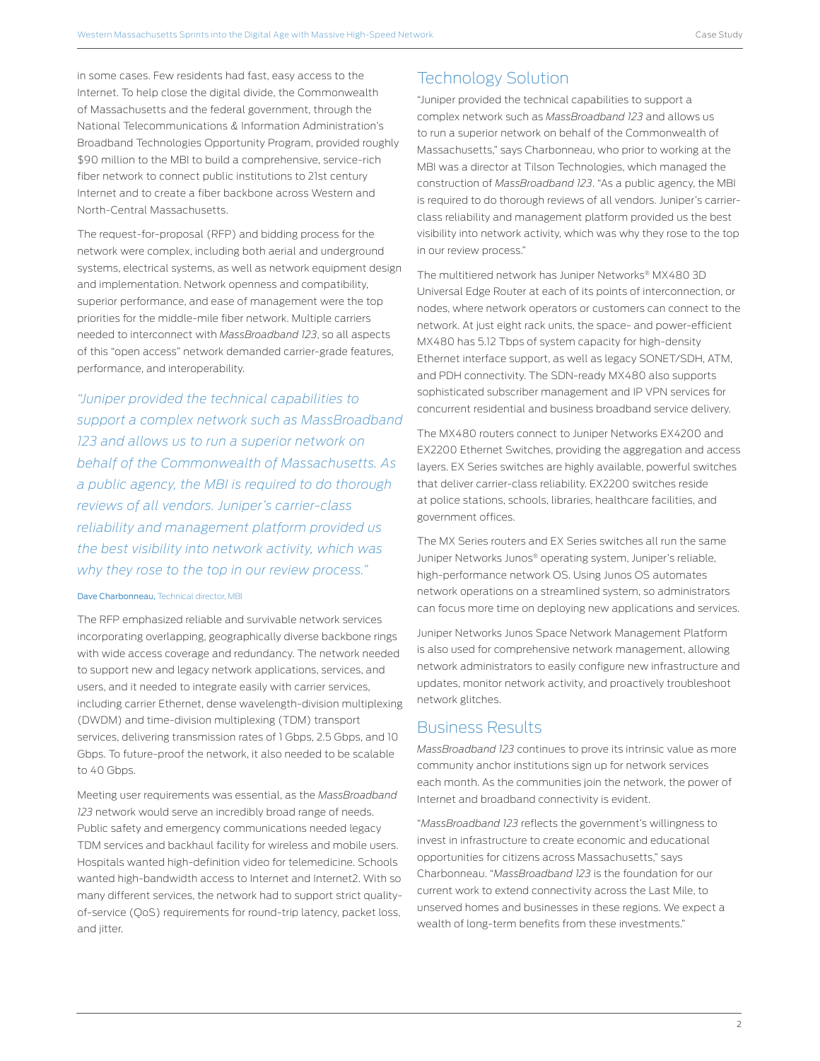in some cases. Few residents had fast, easy access to the Internet. To help close the digital divide, the Commonwealth of Massachusetts and the federal government, through the National Telecommunications & Information Administration's Broadband Technologies Opportunity Program, provided roughly $90 million to the MBI to build a comprehensive, service-rich fiber network to connect public institutions to 21st century Internet and to create a fiber backbone across Western and North-Central Massachusetts.

The request-for-proposal (RFP) and bidding process for the network were complex, including both aerial and underground systems, electrical systems, as well as network equipment design and implementation. Network openness and compatibility, superior performance, and ease of management were the top priorities for the middle-mile fiber network. Multiple carriers needed to interconnect with *MassBroadband 123*, so all aspects of this "open access" network demanded carrier-grade features, performance, and interoperability.

> *"Juniper provided the technical capabilities to support a complex network such as MassBroadband 123 and allows us to run a superior network on behalf of the Commonwealth of Massachusetts. As a public agency, the MBI is required to do thorough reviews of all vendors. Juniper's carrier-class reliability and management platform provided us the best visibility into network activity, which was why they rose to the top in our review process."*
>
> **Dave Charbonneau,** Technical director, MBI

The RFP emphasized reliable and survivable network services incorporating overlapping, geographically diverse backbone rings with wide access coverage and redundancy. The network needed to support new and legacy network applications, services, and users, and it needed to integrate easily with carrier services, including carrier Ethernet, dense wavelength-division multiplexing (DWDM) and time-division multiplexing (TDM) transport services, delivering transmission rates of 1 Gbps, 2.5 Gbps, and 10 Gbps. To future-proof the network, it also needed to be scalable to 40 Gbps.

Meeting user requirements was essential, as the *MassBroadband 123* network would serve an incredibly broad range of needs. Public safety and emergency communications needed legacy TDM services and backhaul facility for wireless and mobile users. Hospitals wanted high-definition video for telemedicine. Schools wanted high-bandwidth access to Internet and Internet2. With so many different services, the network had to support strict quality-of-service (QoS) requirements for round-trip latency, packet loss, and jitter.

## Technology Solution

"Juniper provided the technical capabilities to support a complex network such as *MassBroadband 123* and allows us to run a superior network on behalf of the Commonwealth of Massachusetts," says Charbonneau, who prior to working at the MBI was a director at Tilson Technologies, which managed the construction of *MassBroadband 123*. "As a public agency, the MBI is required to do thorough reviews of all vendors. Juniper's carrier-class reliability and management platform provided us the best visibility into network activity, which was why they rose to the top in our review process."

The multitiered network has Juniper Networks® MX480 3D Universal Edge Router at each of its points of interconnection, or nodes, where network operators or customers can connect to the network. At just eight rack units, the space- and power-efficient MX480 has 5.12 Tbps of system capacity for high-density Ethernet interface support, as well as legacy SONET/SDH, ATM, and PDH connectivity. The SDN-ready MX480 also supports sophisticated subscriber management and IP VPN services for concurrent residential and business broadband service delivery.

The MX480 routers connect to Juniper Networks EX4200 and EX2200 Ethernet Switches, providing the aggregation and access layers. EX Series switches are highly available, powerful switches that deliver carrier-class reliability. EX2200 switches reside at police stations, schools, libraries, healthcare facilities, and government offices.

The MX Series routers and EX Series switches all run the same Juniper Networks Junos® operating system, Juniper's reliable, high-performance network OS. Using Junos OS automates network operations on a streamlined system, so administrators can focus more time on deploying new applications and services.

Juniper Networks Junos Space Network Management Platform is also used for comprehensive network management, allowing network administrators to easily configure new infrastructure and updates, monitor network activity, and proactively troubleshoot network glitches.

## Business Results

*MassBroadband 123* continues to prove its intrinsic value as more community anchor institutions sign up for network services each month. As the communities join the network, the power of Internet and broadband connectivity is evident.

"*MassBroadband 123* reflects the government's willingness to invest in infrastructure to create economic and educational opportunities for citizens across Massachusetts," says Charbonneau. "*MassBroadband 123* is the foundation for our current work to extend connectivity across the Last Mile, to unserved homes and businesses in these regions. We expect a wealth of long-term benefits from these investments."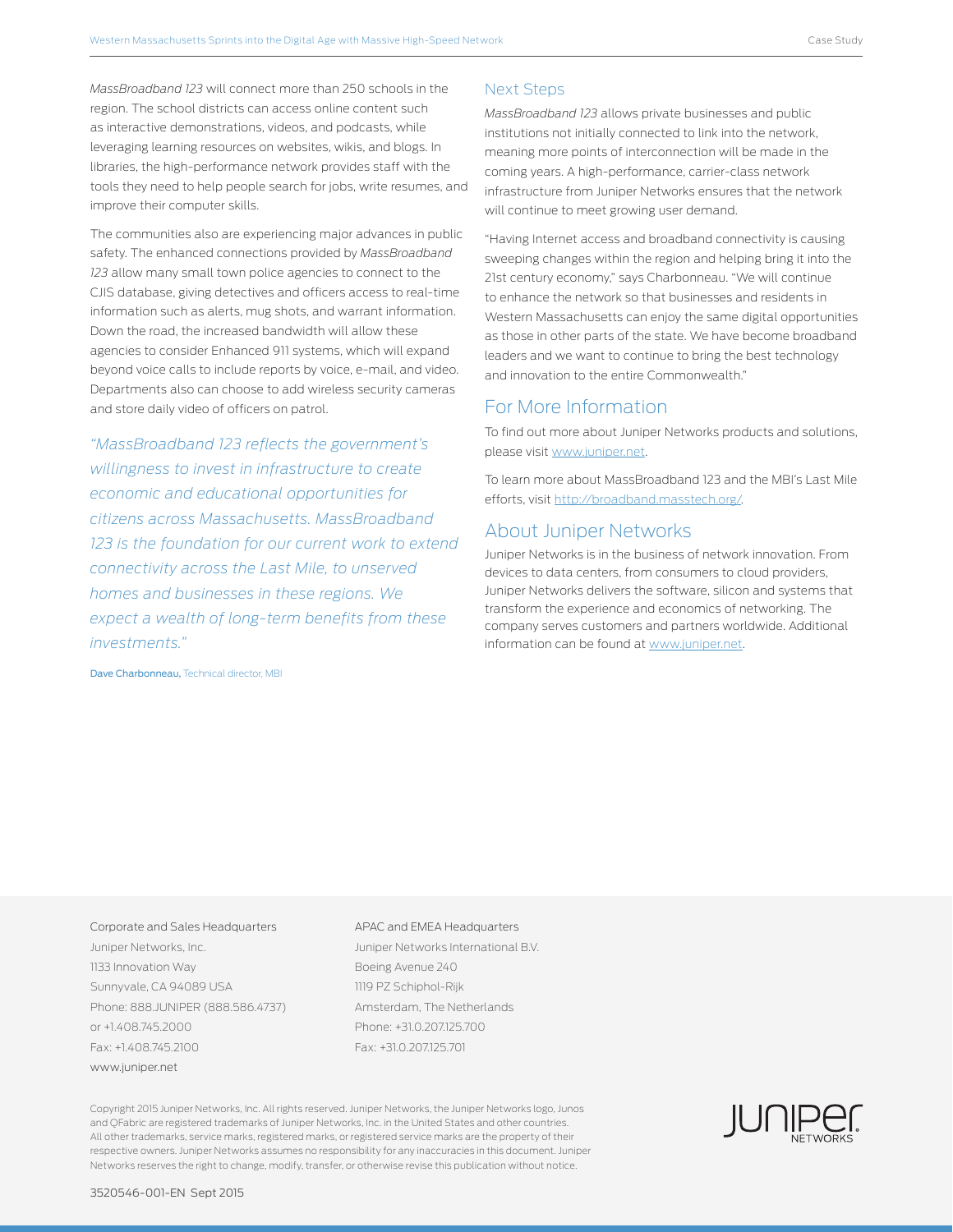*MassBroadband 123* will connect more than 250 schools in the region. The school districts can access online content such as interactive demonstrations, videos, and podcasts, while leveraging learning resources on websites, wikis, and blogs. In libraries, the high-performance network provides staff with the tools they need to help people search for jobs, write resumes, and improve their computer skills.

The communities also are experiencing major advances in public safety. The enhanced connections provided by *MassBroadband 123* allow many small town police agencies to connect to the CJIS database, giving detectives and officers access to real-time information such as alerts, mug shots, and warrant information. Down the road, the increased bandwidth will allow these agencies to consider Enhanced 911 systems, which will expand beyond voice calls to include reports by voice, e-mail, and video. Departments also can choose to add wireless security cameras and store daily video of officers on patrol.

*"MassBroadband 123 reflects the government's willingness to invest in infrastructure to create economic and educational opportunities for citizens across Massachusetts. MassBroadband 123 is the foundation for our current work to extend connectivity across the Last Mile, to unserved homes and businesses in these regions. We expect a wealth of long-term benefits from these investments."*

**Dave Charbonneau,** Technical director, MBI

## Next Steps

*MassBroadband 123* allows private businesses and public institutions not initially connected to link into the network, meaning more points of interconnection will be made in the coming years. A high-performance, carrier-class network infrastructure from Juniper Networks ensures that the network will continue to meet growing user demand.

"Having Internet access and broadband connectivity is causing sweeping changes within the region and helping bring it into the 21st century economy," says Charbonneau. "We will continue to enhance the network so that businesses and residents in Western Massachusetts can enjoy the same digital opportunities as those in other parts of the state. We have become broadband leaders and we want to continue to bring the best technology and innovation to the entire Commonwealth."

## For More Information

To find out more about Juniper Networks products and solutions, please visit www.juniper.net.

To learn more about MassBroadband 123 and the MBI's Last Mile efforts, visit http://broadband.masstech.org/.

## About Juniper Networks

Juniper Networks is in the business of network innovation. From devices to data centers, from consumers to cloud providers, Juniper Networks delivers the software, silicon and systems that transform the experience and economics of networking. The company serves customers and partners worldwide. Additional information can be found at www.juniper.net.

Corporate and Sales Headquarters
Juniper Networks, Inc.
1133 Innovation Way
Sunnyvale, CA 94089 USA
Phone: 888.JUNIPER (888.586.4737)
or +1.408.745.2000
Fax: +1.408.745.2100
www.juniper.net

APAC and EMEA Headquarters
Juniper Networks International B.V.
Boeing Avenue 240
1119 PZ Schiphol-Rijk
Amsterdam, The Netherlands
Phone: +31.0.207.125.700
Fax: +31.0.207.125.701

Copyright 2015 Juniper Networks, Inc. All rights reserved. Juniper Networks, the Juniper Networks logo, Junos and QFabric are registered trademarks of Juniper Networks, Inc. in the United States and other countries. All other trademarks, service marks, registered marks, or registered service marks are the property of their respective owners. Juniper Networks assumes no responsibility for any inaccuracies in this document. Juniper Networks reserves the right to change, modify, transfer, or otherwise revise this publication without notice.

3520546-001-EN Sept 2015